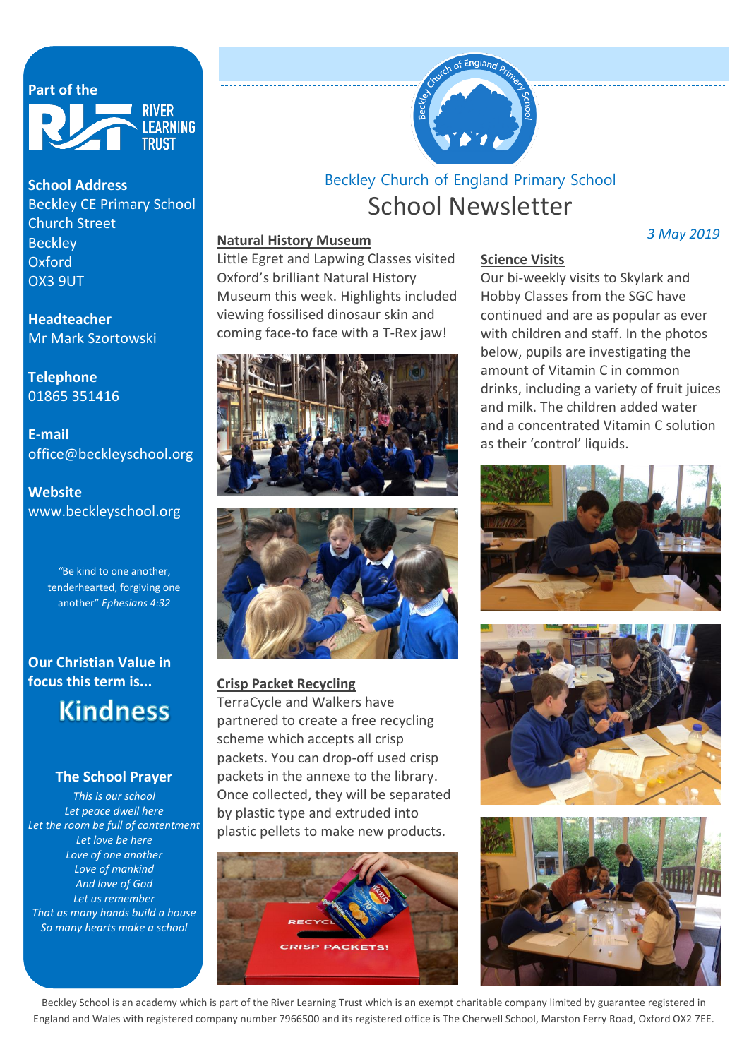Part of the

RIVER LEARNING TRUST

**School Address**
Beckley CE Primary School
Church Street
Beckley
Oxford
OX3 9UT

**Headteacher**
Mr Mark Szortowski

**Telephone**
01865 351416

**E-mail**
office@beckleyschool.org

**Website**
www.beckleyschool.org

"Be kind to one another, tenderhearted, forgiving one another" *Ephesians 4:32*

**Our Christian Value in focus this term is...**

**Kindness**

**The School Prayer**

*This is our school*
*Let peace dwell here*
*Let the room be full of contentment*
*Let love be here*
*Love of one another*
*Love of mankind*
*And love of God*
*Let us remember*
*That as many hands build a house*
*So many hearts make a school*

# Beckley Church of England Primary School

# School Newsletter

*3 May 2019*

## Natural History Museum

Little Egret and Lapwing Classes visited Oxford's brilliant Natural History Museum this week. Highlights included viewing fossilised dinosaur skin and coming face-to face with a T-Rex jaw!

## Crisp Packet Recycling

TerraCycle and Walkers have partnered to create a free recycling scheme which accepts all crisp packets. You can drop-off used crisp packets in the annexe to the library. Once collected, they will be separated by plastic type and extruded into plastic pellets to make new products.

## Science Visits

Our bi-weekly visits to Skylark and Hobby Classes from the SGC have continued and are as popular as ever with children and staff. In the photos below, pupils are investigating the amount of Vitamin C in common drinks, including a variety of fruit juices and milk. The children added water and a concentrated Vitamin C solution as their 'control' liquids.

Beckley School is an academy which is part of the River Learning Trust which is an exempt charitable company limited by guarantee registered in England and Wales with registered company number 7966500 and its registered office is The Cherwell School, Marston Ferry Road, Oxford OX2 7EE.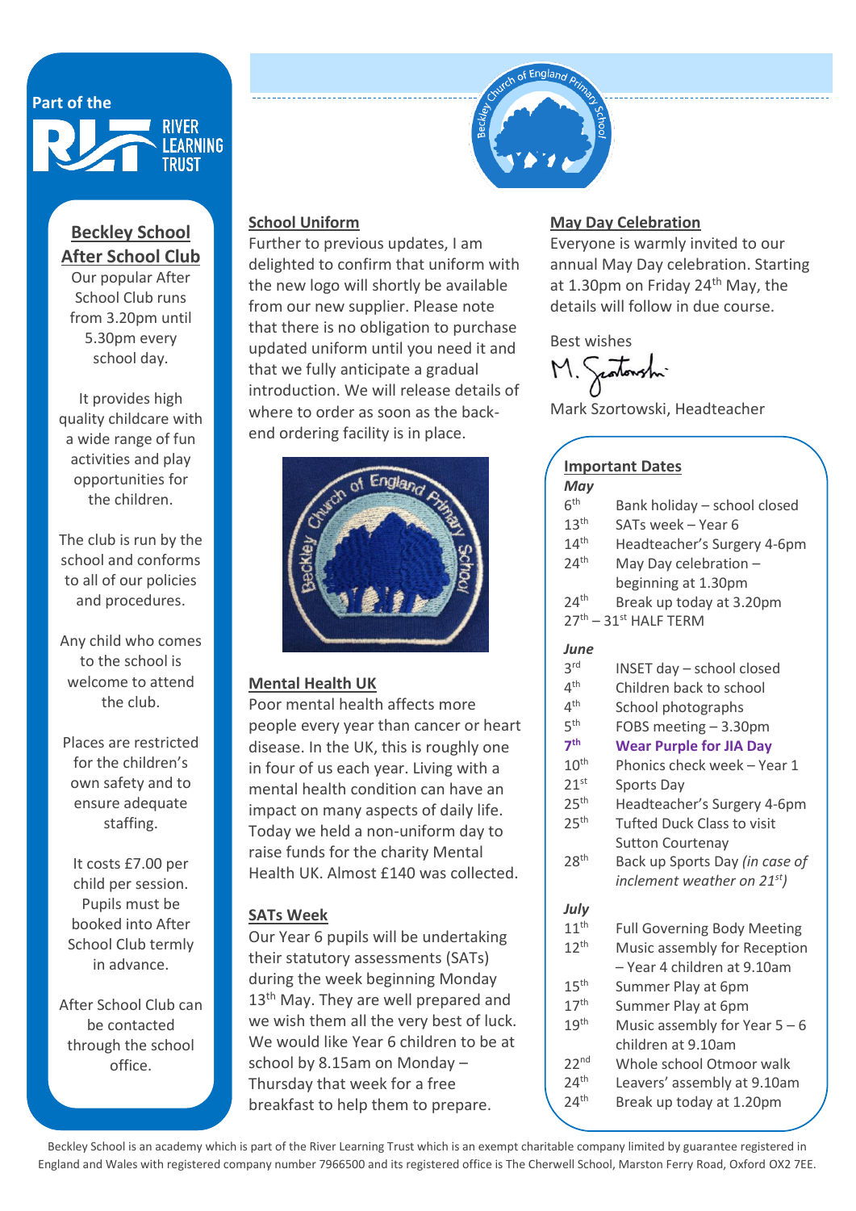Part of the

RIVER LEARNING TRUST

## Beckley School After School Club

Our popular After School Club runs from 3.20pm until 5.30pm every school day.

It provides high quality childcare with a wide range of fun activities and play opportunities for the children.

The club is run by the school and conforms to all of our policies and procedures.

Any child who comes to the school is welcome to attend the club.

Places are restricted for the children's own safety and to ensure adequate staffing.

It costs £7.00 per child per session. Pupils must be booked into After School Club termly in advance.

After School Club can be contacted through the school office.

## School Uniform

Further to previous updates, I am delighted to confirm that uniform with the new logo will shortly be available from our new supplier. Please note that there is no obligation to purchase updated uniform until you need it and that we fully anticipate a gradual introduction. We will release details of where to order as soon as the back-end ordering facility is in place.

## Mental Health UK

Poor mental health affects more people every year than cancer or heart disease. In the UK, this is roughly one in four of us each year. Living with a mental health condition can have an impact on many aspects of daily life. Today we held a non-uniform day to raise funds for the charity Mental Health UK. Almost £140 was collected.

## SATs Week

Our Year 6 pupils will be undertaking their statutory assessments (SATs) during the week beginning Monday 13th May. They are well prepared and we wish them all the very best of luck. We would like Year 6 children to be at school by 8.15am on Monday – Thursday that week for a free breakfast to help them to prepare.

## May Day Celebration

Everyone is warmly invited to our annual May Day celebration. Starting at 1.30pm on Friday 24th May, the details will follow in due course.

Best wishes

M. Szortowski

Mark Szortowski, Headteacher

## Important Dates

*May*

| | |
|---|---|
| 6th | Bank holiday – school closed |
| 13th | SATs week – Year 6 |
| 14th | Headteacher's Surgery 4-6pm |
| 24th | May Day celebration – beginning at 1.30pm |
| 24th | Break up today at 3.20pm |
| 27th – 31st HALF TERM | |

*June*

| | |
|---|---|
| 3rd | INSET day – school closed |
| 4th | Children back to school |
| 4th | School photographs |
| 5th | FOBS meeting – 3.30pm |
| **7th** | **Wear Purple for JIA Day** |
| 10th | Phonics check week – Year 1 |
| 21st | Sports Day |
| 25th | Headteacher's Surgery 4-6pm |
| 25th | Tufted Duck Class to visit Sutton Courtenay |
| 28th | Back up Sports Day *(in case of inclement weather on 21st)* |

*July*

| | |
|---|---|
| 11th | Full Governing Body Meeting |
| 12th | Music assembly for Reception – Year 4 children at 9.10am |
| 15th | Summer Play at 6pm |
| 17th | Summer Play at 6pm |
| 19th | Music assembly for Year 5 – 6 children at 9.10am |
| 22nd | Whole school Otmoor walk |
| 24th | Leavers' assembly at 9.10am |
| 24th | Break up today at 1.20pm |

Beckley School is an academy which is part of the River Learning Trust which is an exempt charitable company limited by guarantee registered in England and Wales with registered company number 7966500 and its registered office is The Cherwell School, Marston Ferry Road, Oxford OX2 7EE.